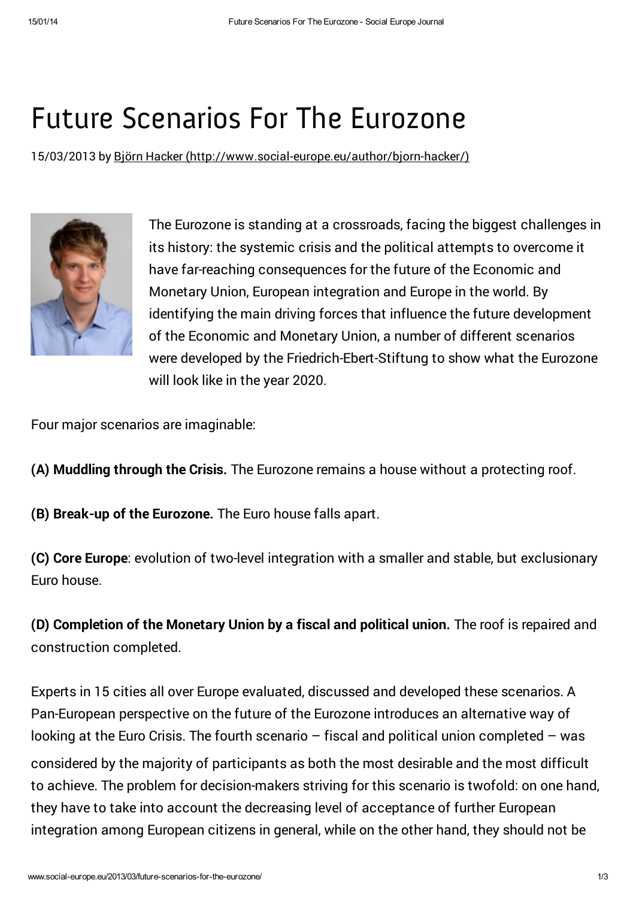# Future Scenarios For The Eurozone

15/03/2013 by [Björn Hacker (http://www.social-europe.eu/author/bjorn-hacker/)](http://www.social-europe.eu/author/bjorn-hacker/)

The Eurozone is standing at a crossroads, facing the biggest challenges in its history: the systemic crisis and the political attempts to overcome it have far-reaching consequences for the future of the Economic and Monetary Union, European integration and Europe in the world. By identifying the main driving forces that influence the future development of the Economic and Monetary Union, a number of different scenarios were developed by the Friedrich-Ebert-Stiftung to show what the Eurozone will look like in the year 2020.

Four major scenarios are imaginable:

**(A) Muddling through the Crisis.** The Eurozone remains a house without a protecting roof.

**(B) Break-up of the Eurozone.** The Euro house falls apart.

**(C) Core Europe**: evolution of two-level integration with a smaller and stable, but exclusionary Euro house.

**(D) Completion of the Monetary Union by a fiscal and political union.** The roof is repaired and construction completed.

Experts in 15 cities all over Europe evaluated, discussed and developed these scenarios. A Pan-European perspective on the future of the Eurozone introduces an alternative way of looking at the Euro Crisis. The fourth scenario – fiscal and political union completed – was considered by the majority of participants as both the most desirable and the most difficult to achieve. The problem for decision-makers striving for this scenario is twofold: on one hand, they have to take into account the decreasing level of acceptance of further European integration among European citizens in general, while on the other hand, they should not be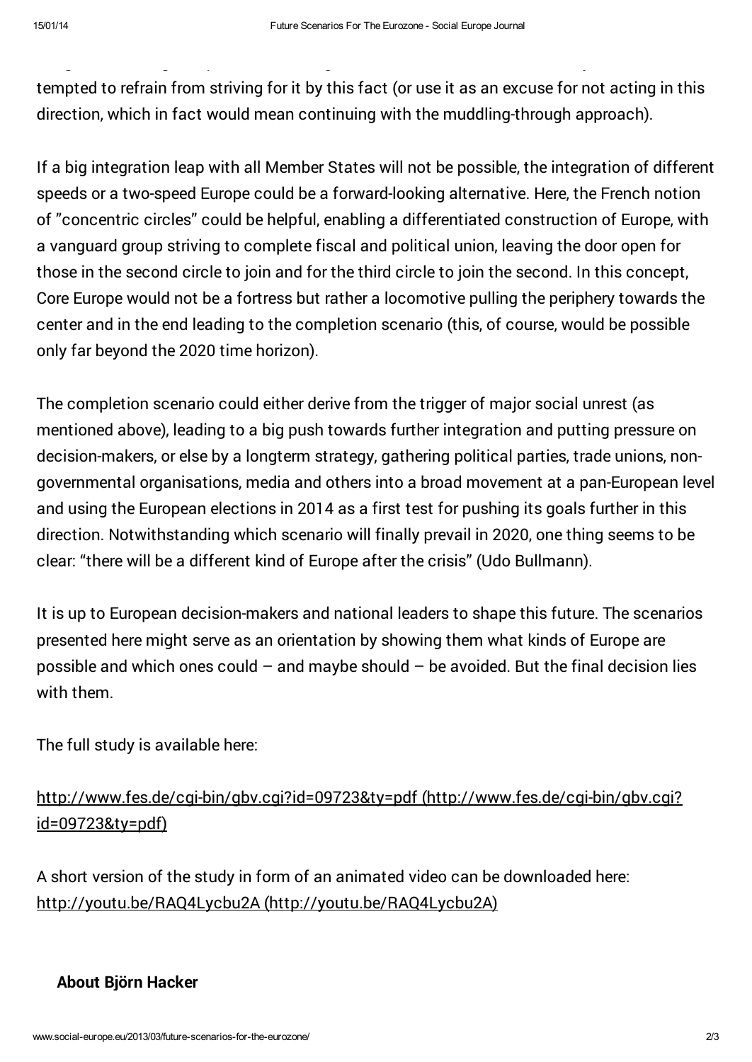tempted to refrain from striving for it by this fact (or use it as an excuse for not acting in this direction, which in fact would mean continuing with the muddling-through approach).

If a big integration leap with all Member States will not be possible, the integration of different speeds or a two-speed Europe could be a forward-looking alternative. Here, the French notion of "concentric circles" could be helpful, enabling a differentiated construction of Europe, with a vanguard group striving to complete fiscal and political union, leaving the door open for those in the second circle to join and for the third circle to join the second. In this concept, Core Europe would not be a fortress but rather a locomotive pulling the periphery towards the center and in the end leading to the completion scenario (this, of course, would be possible only far beyond the 2020 time horizon).

The completion scenario could either derive from the trigger of major social unrest (as mentioned above), leading to a big push towards further integration and putting pressure on decision-makers, or else by a longterm strategy, gathering political parties, trade unions, non-governmental organisations, media and others into a broad movement at a pan-European level and using the European elections in 2014 as a first test for pushing its goals further in this direction. Notwithstanding which scenario will finally prevail in 2020, one thing seems to be clear: "there will be a different kind of Europe after the crisis" (Udo Bullmann).

It is up to European decision-makers and national leaders to shape this future. The scenarios presented here might serve as an orientation by showing them what kinds of Europe are possible and which ones could – and maybe should – be avoided. But the final decision lies with them.

The full study is available here:

http://www.fes.de/cgi-bin/gbv.cgi?id=09723&ty=pdf (http://www.fes.de/cgi-bin/gbv.cgi?id=09723&ty=pdf)

A short version of the study in form of an animated video can be downloaded here: http://youtu.be/RAQ4Lycbu2A (http://youtu.be/RAQ4Lycbu2A)

### About Björn Hacker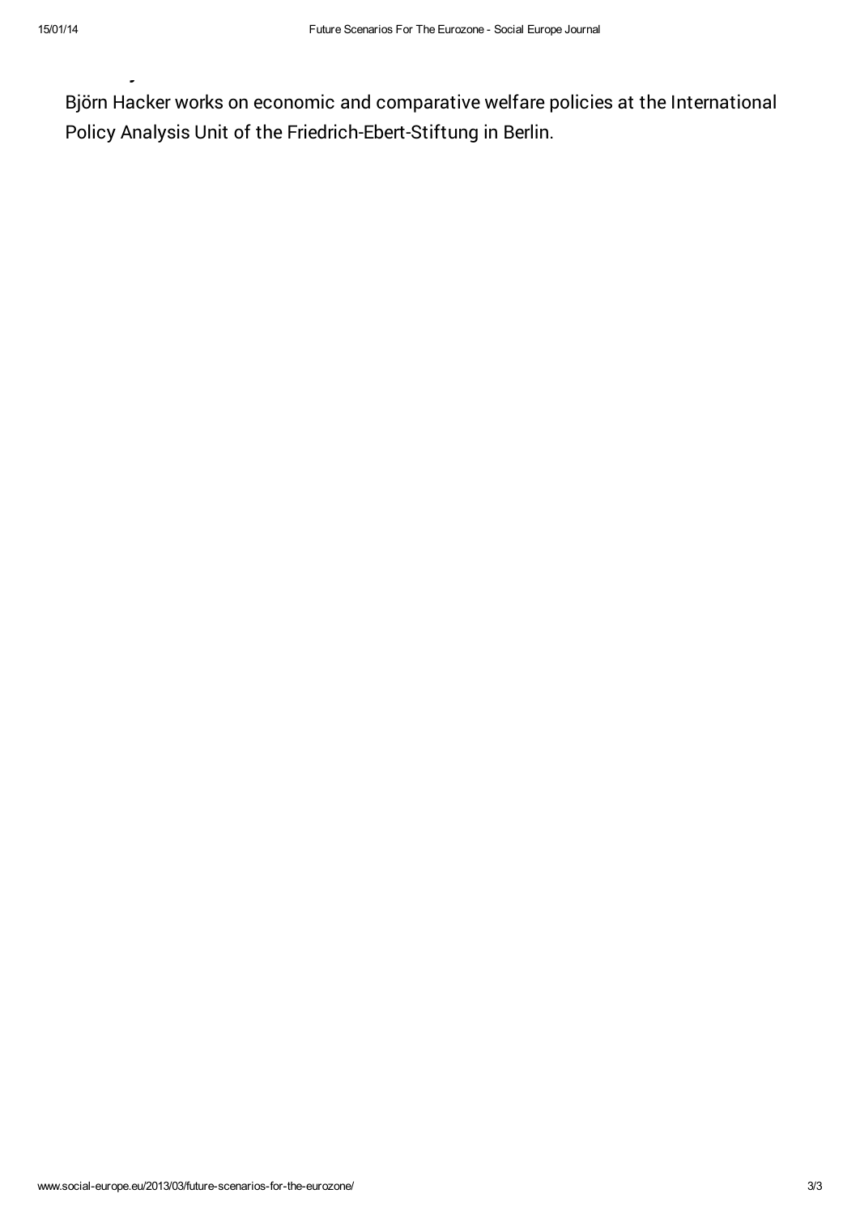Björn Hacker works on economic and comparative welfare policies at the International Policy Analysis Unit of the Friedrich-Ebert-Stiftung in Berlin.